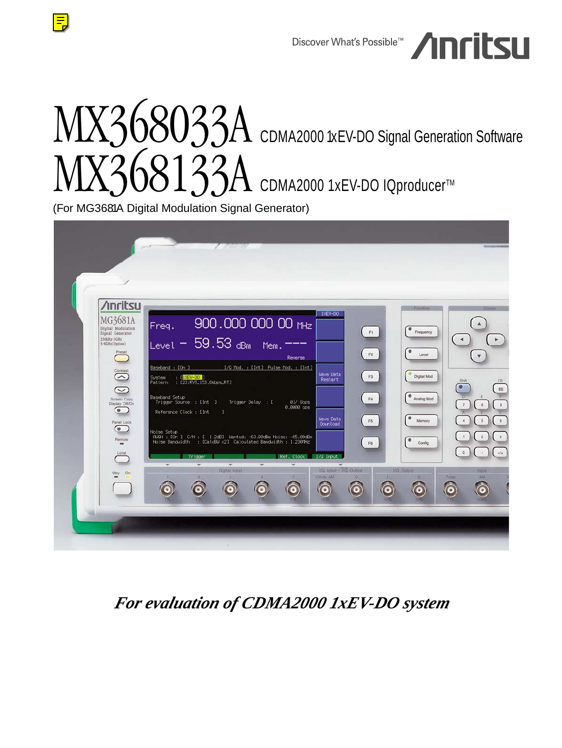Discover What's Possible™

# MX368033A CDMA2000 1xEV-DO Signal Generation Software

# MX368133A CDMA2000 1xEV-DO IQproducer™

(For MG3681A Digital Modulation Signal Generator)

***For evaluation of CDMA2000 1xEV-DO system***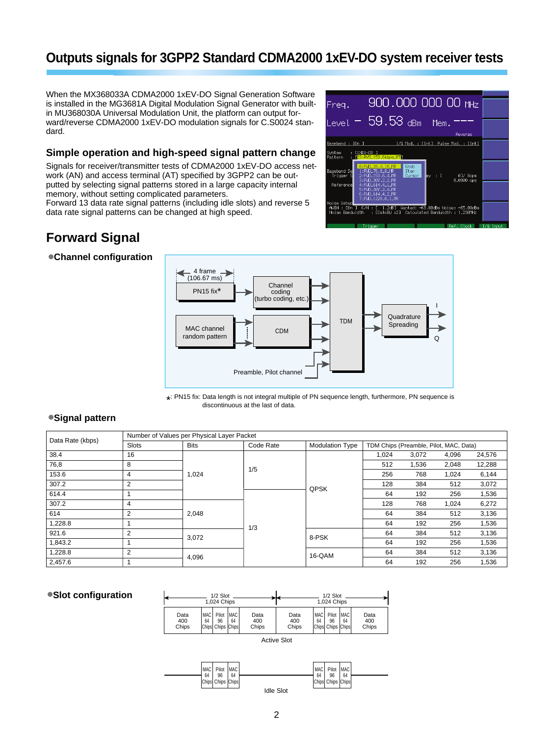# Outputs signals for 3GPP2 Standard CDMA2000 1xEV-DO system receiver tests

When the MX368033A CDMA2000 1xEV-DO Signal Generation Software is installed in the MG3681A Digital Modulation Signal Generator with built-in MU368030A Universal Modulation Unit, the platform can output forward/reverse CDMA2000 1xEV-DO modulation signals for C.S0024 standard.

## Simple operation and high-speed signal pattern change

Signals for receiver/transmitter tests of CDMA2000 1xEV-DO access network (AN) and access terminal (AT) specified by 3GPP2 can be outputted by selecting signal patterns stored in a large capacity internal memory, without setting complicated parameters.
Forward 13 data rate signal patterns (including idle slots) and reverse 5 data rate signal patterns can be changed at high speed.

# Forward Signal

## ●Channel configuration

4 frame
(106.67 ms)
PN15 fix*
Channel coding (turbo coding, etc.)
MAC channel random pattern
CDM
TDM
Quadrature Spreading
I
Q
Preamble, Pilot channel

*: PN15 fix: Data length is not integral multiple of PN sequence length, furthermore, PN sequence is discontinuous at the last of data.

## ●Signal pattern

| Data Rate (kbps) | Number of Values per Physical Layer Packet | | | | | | | |
|---|---|---|---|---|---|---|---|---|
| | Slots | Bits | Code Rate | Modulation Type | TDM Chips (Preamble, Pilot, MAC, Data) | | | |
| 38.4 | 16 | 1,024 | 1/5 | QPSK | 1,024 | 3,072 | 4,096 | 24,576 |
| 76,8 | 8 | | | | 512 | 1,536 | 2,048 | 12,288 |
| 153.6 | 4 | | | | 256 | 768 | 1,024 | 6,144 |
| 307.2 | 2 | | | | 128 | 384 | 512 | 3,072 |
| 614.4 | 1 | | 1/3 | | 64 | 192 | 256 | 1,536 |
| 307.2 | 4 | 2,048 | | | 128 | 768 | 1,024 | 6,272 |
| 614 | 2 | | | | 64 | 384 | 512 | 3,136 |
| 1,228.8 | 1 | | | | 64 | 192 | 256 | 1,536 |
| 921.6 | 2 | 3,072 | | 8-PSK | 64 | 384 | 512 | 3,136 |
| 1,843.2 | 1 | | | | 64 | 192 | 256 | 1,536 |
| 1,228.8 | 2 | 4,096 | | 16-QAM | 64 | 384 | 512 | 3,136 |
| 2,457.6 | 1 | | | | 64 | 192 | 256 | 1,536 |

## ●Slot configuration

1/2 Slot 1,024 Chips
1/2 Slot 1,024 Chips
Data 400 Chips | MAC 64 Chips | Pilot 96 Chips | MAC 64 Chips | Data 400 Chips | Data 400 Chips | MAC 64 Chips | Pilot 96 Chips | MAC 64 Chips | Data 400 Chips

Active Slot

MAC 64 Chips | Pilot 96 Chips | MAC 64 Chips | MAC 64 Chips | Pilot 96 Chips | MAC 64 Chips

Idle Slot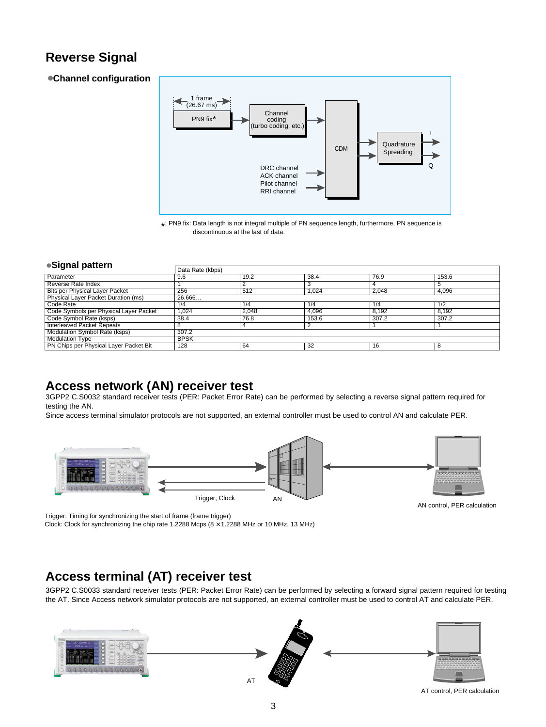# Reverse Signal

## ●Channel configuration

1 frame
(26.67 ms)

PN9 fix*

Channel coding (turbo coding, etc.)

CDM

Quadrature Spreading

I

Q

DRC channel
ACK channel
Pilot channel
RRI channel

*: PN9 fix: Data length is not integral multiple of PN sequence length, furthermore, PN sequence is discontinuous at the last of data.

## ●Signal pattern

| | Data Rate (kbps) | | | | |
|---|---|---|---|---|---|
| Parameter | 9.6 | 19.2 | 38.4 | 76.9 | 153.6 |
| Reverse Rate Index | 1 | 2 | 3 | 4 | 5 |
| Bits per Physical Layer Packet | 256 | 512 | 1,024 | 2,048 | 4,096 |
| Physical Layer Packet Duration (ms) | 26.666… | | | | |
| Code Rate | 1/4 | 1/4 | 1/4 | 1/4 | 1/2 |
| Code Symbols per Physical Layer Packet | 1,024 | 2,048 | 4,096 | 8,192 | 8,192 |
| Code Symbol Rate (ksps) | 38.4 | 76.8 | 153.6 | 307.2 | 307.2 |
| Interleaved Packet Repeats | 8 | 4 | 2 | 1 | 1 |
| Modulation Symbol Rate (ksps) | 307.2 | | | | |
| Modulation Type | BPSK | | | | |
| PN Chips per Physical Layer Packet Bit | 128 | 64 | 32 | 16 | 8 |

# Access network (AN) receiver test

3GPP2 C.S0032 standard receiver tests (PER: Packet Error Rate) can be performed by selecting a reverse signal pattern required for testing the AN.
Since access terminal simulator protocols are not supported, an external controller must be used to control AN and calculate PER.

Trigger, Clock

AN

AN control, PER calculation

Trigger: Timing for synchronizing the start of frame (frame trigger)
Clock: Clock for synchronizing the chip rate 1.2288 Mcps (8 ×1.2288 MHz or 10 MHz, 13 MHz)

# Access terminal (AT) receiver test

3GPP2 C.S0033 standard receiver tests (PER: Packet Error Rate) can be performed by selecting a forward signal pattern required for testing the AT. Since Access network simulator protocols are not supported, an external controller must be used to control AT and calculate PER.

AT

AT control, PER calculation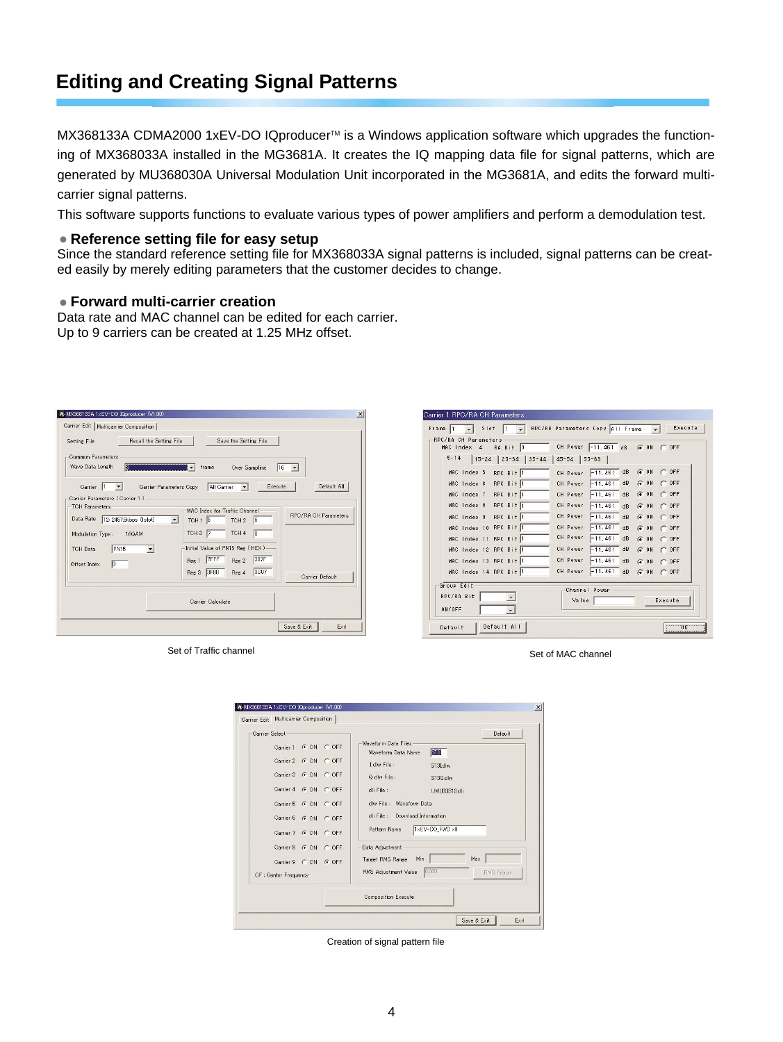# Editing and Creating Signal Patterns

MX368133A CDMA2000 1xEV-DO IQproducer™ is a Windows application software which upgrades the functioning of MX368033A installed in the MG3681A. It creates the IQ mapping data file for signal patterns, which are generated by MU368030A Universal Modulation Unit incorporated in the MG3681A, and edits the forward multi-carrier signal patterns.

This software supports functions to evaluate various types of power amplifiers and perform a demodulation test.

### ● Reference setting file for easy setup

Since the standard reference setting file for MX368033A signal patterns is included, signal patterns can be created easily by merely editing parameters that the customer decides to change.

### ● Forward multi-carrier creation

Data rate and MAC channel can be edited for each carrier.
Up to 9 carriers can be created at 1.25 MHz offset.

Set of Traffic channel

Set of MAC channel

Creation of signal pattern file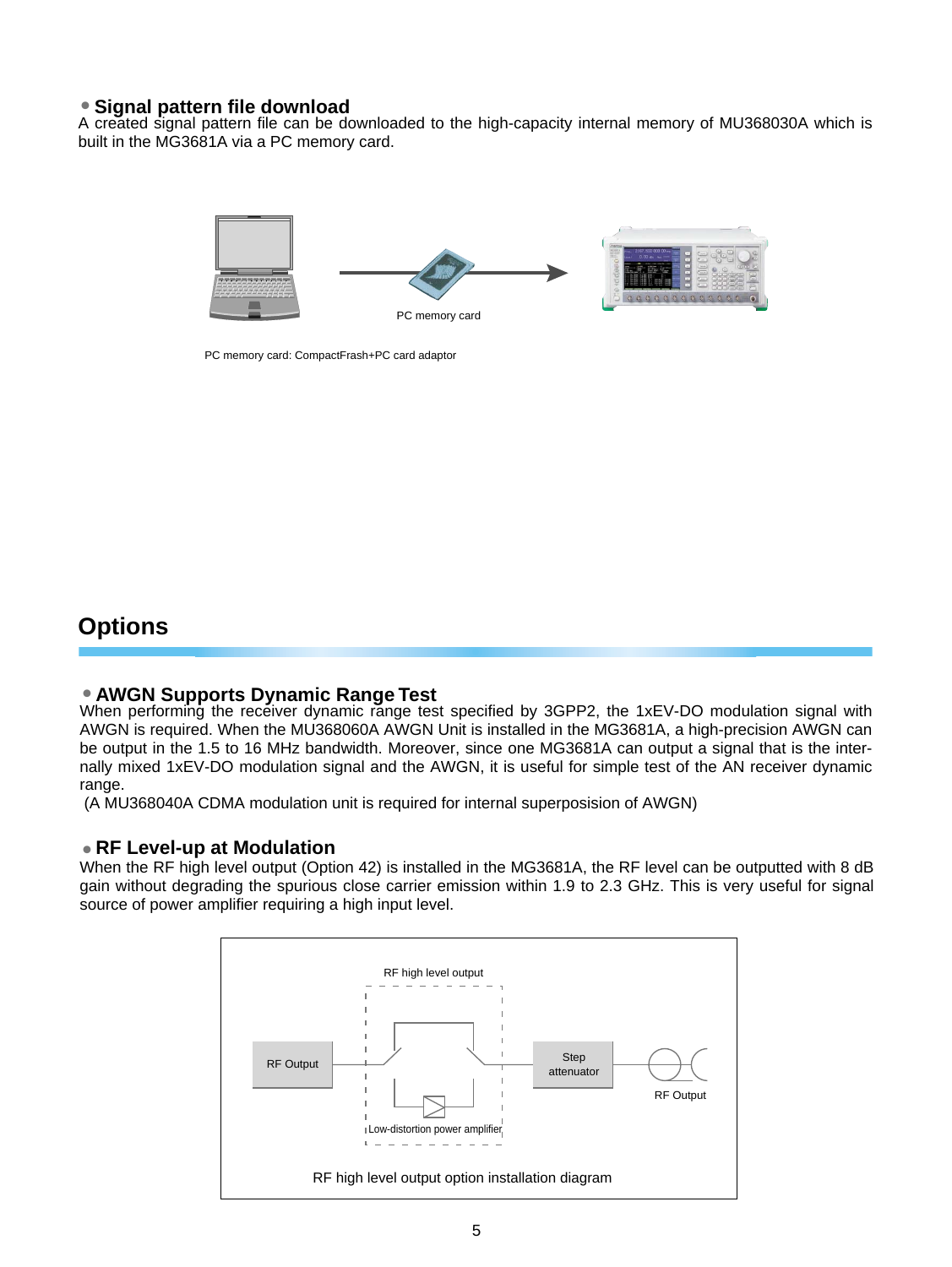### Signal pattern file download

A created signal pattern file can be downloaded to the high-capacity internal memory of MU368030A which is built in the MG3681A via a PC memory card.

PC memory card

PC memory card: CompactFrash+PC card adaptor

## Options

### AWGN Supports Dynamic Range Test

When performing the receiver dynamic range test specified by 3GPP2, the 1xEV-DO modulation signal with AWGN is required. When the MU368060A AWGN Unit is installed in the MG3681A, a high-precision AWGN can be output in the 1.5 to 16 MHz bandwidth. Moreover, since one MG3681A can output a signal that is the internally mixed 1xEV-DO modulation signal and the AWGN, it is useful for simple test of the AN receiver dynamic range.

(A MU368040A CDMA modulation unit is required for internal superposision of AWGN)

### RF Level-up at Modulation

When the RF high level output (Option 42) is installed in the MG3681A, the RF level can be outputted with 8 dB gain without degrading the spurious close carrier emission within 1.9 to 2.3 GHz. This is very useful for signal source of power amplifier requiring a high input level.

RF high level output

RF Output

Step attenuator

RF Output

Low-distortion power amplifier

RF high level output option installation diagram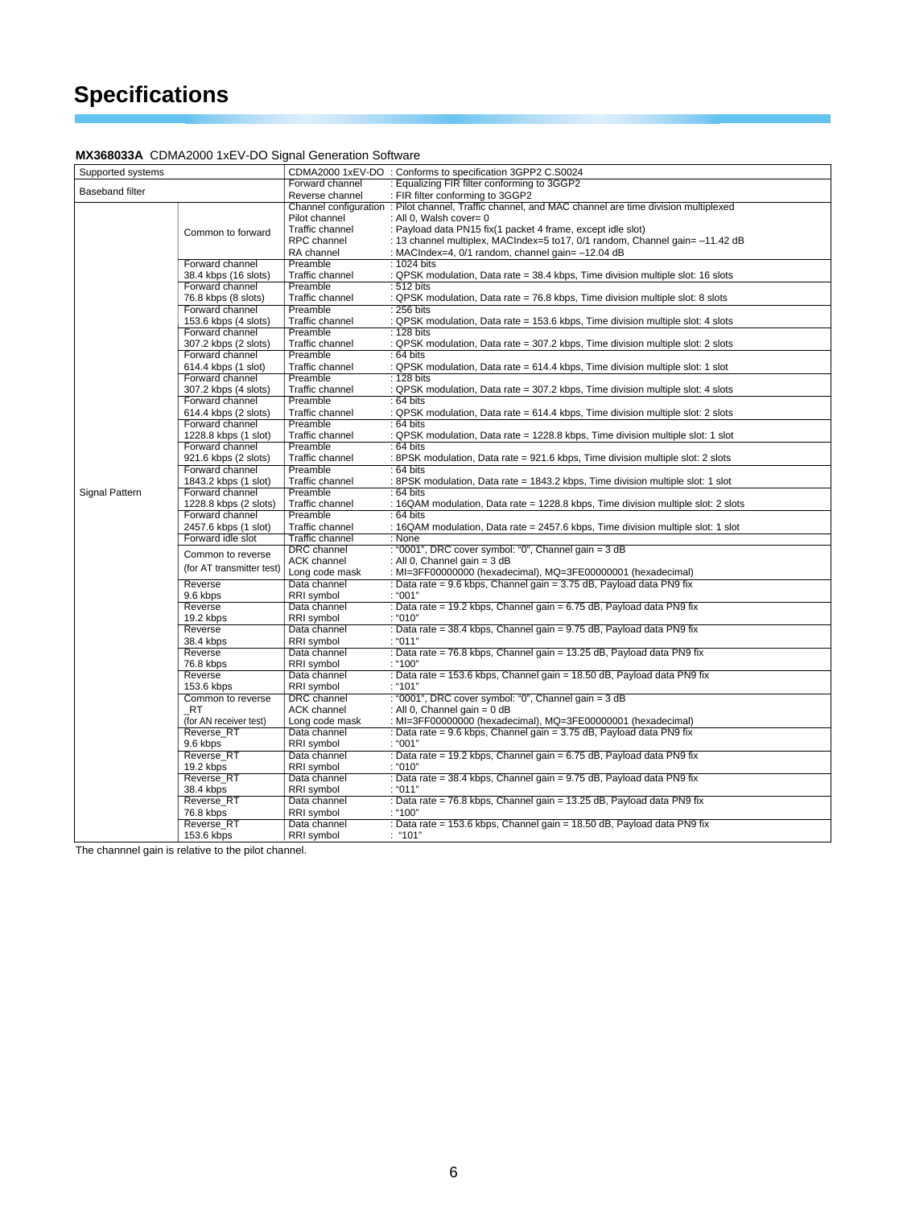# Specifications

**MX368033A** CDMA2000 1xEV-DO Signal Generation Software

| | | | |
|---|---|---|---|
| Supported systems | | CDMA2000 1xEV-DO | : Conforms to specification 3GPP2 C.S0024 |
| Baseband filter | | Forward channel | : Equalizing FIR filter conforming to 3GGP2 |
| | | Reverse channel | : FIR filter conforming to 3GGP2 |
| Signal Pattern | Common to forward | Channel configuration | : Pilot channel, Traffic channel, and MAC channel are time division multiplexed |
| | | Pilot channel | : All 0, Walsh cover= 0 |
| | | Traffic channel | : Payload data PN15 fix(1 packet 4 frame, except idle slot) |
| | | RPC channel | : 13 channel multiplex, MACIndex=5 to17, 0/1 random, Channel gain= –11.42 dB |
| | | RA channel | : MACIndex=4, 0/1 random, channel gain= –12.04 dB |
| | Forward channel 38.4 kbps (16 slots) | Preamble | : 1024 bits |
| | | Traffic channel | : QPSK modulation, Data rate = 38.4 kbps, Time division multiple slot: 16 slots |
| | Forward channel 76.8 kbps (8 slots) | Preamble | : 512 bits |
| | | Traffic channel | : QPSK modulation, Data rate = 76.8 kbps, Time division multiple slot: 8 slots |
| | Forward channel 153.6 kbps (4 slots) | Preamble | : 256 bits |
| | | Traffic channel | : QPSK modulation, Data rate = 153.6 kbps, Time division multiple slot: 4 slots |
| | Forward channel 307.2 kbps (2 slots) | Preamble | : 128 bits |
| | | Traffic channel | : QPSK modulation, Data rate = 307.2 kbps, Time division multiple slot: 2 slots |
| | Forward channel 614.4 kbps (1 slot) | Preamble | : 64 bits |
| | | Traffic channel | : QPSK modulation, Data rate = 614.4 kbps, Time division multiple slot: 1 slot |
| | Forward channel 307.2 kbps (4 slots) | Preamble | : 128 bits |
| | | Traffic channel | : QPSK modulation, Data rate = 307.2 kbps, Time division multiple slot: 4 slots |
| | Forward channel 614.4 kbps (2 slots) | Preamble | : 64 bits |
| | | Traffic channel | : QPSK modulation, Data rate = 614.4 kbps, Time division multiple slot: 2 slots |
| | Forward channel 1228.8 kbps (1 slot) | Preamble | : 64 bits |
| | | Traffic channel | : QPSK modulation, Data rate = 1228.8 kbps, Time division multiple slot: 1 slot |
| | Forward channel 921.6 kbps (2 slots) | Preamble | : 64 bits |
| | | Traffic channel | : 8PSK modulation, Data rate = 921.6 kbps, Time division multiple slot: 2 slots |
| | Forward channel 1843.2 kbps (1 slot) | Preamble | : 64 bits |
| | | Traffic channel | : 8PSK modulation, Data rate = 1843.2 kbps, Time division multiple slot: 1 slot |
| | Forward channel 1228.8 kbps (2 slots) | Preamble | : 64 bits |
| | | Traffic channel | : 16QAM modulation, Data rate = 1228.8 kbps, Time division multiple slot: 2 slots |
| | Forward channel 2457.6 kbps (1 slot) | Preamble | : 64 bits |
| | | Traffic channel | : 16QAM modulation, Data rate = 2457.6 kbps, Time division multiple slot: 1 slot |
| | Forward idle slot | Traffic channel | : None |
| | Common to reverse (for AT transmitter test) | DRC channel | : "0001", DRC cover symbol: "0", Channel gain = 3 dB |
| | | ACK channel | : All 0, Channel gain = 3 dB |
| | | Long code mask | : MI=3FF00000000 (hexadecimal), MQ=3FE00000001 (hexadecimal) |
| | Reverse 9.6 kbps | Data channel | : Data rate = 9.6 kbps, Channel gain = 3.75 dB, Payload data PN9 fix |
| | | RRI symbol | : "001" |
| | Reverse 19.2 kbps | Data channel | : Data rate = 19.2 kbps, Channel gain = 6.75 dB, Payload data PN9 fix |
| | | RRI symbol | : "010" |
| | Reverse 38.4 kbps | Data channel | : Data rate = 38.4 kbps, Channel gain = 9.75 dB, Payload data PN9 fix |
| | | RRI symbol | : "011" |
| | Reverse 76.8 kbps | Data channel | : Data rate = 76.8 kbps, Channel gain = 13.25 dB, Payload data PN9 fix |
| | | RRI symbol | : "100" |
| | Reverse 153.6 kbps | Data channel | : Data rate = 153.6 kbps, Channel gain = 18.50 dB, Payload data PN9 fix |
| | | RRI symbol | : "101" |
| | Common to reverse _RT (for AN receiver test) | DRC channel | : "0001", DRC cover symbol: "0", Channel gain = 3 dB |
| | | ACK channel | : All 0, Channel gain = 0 dB |
| | | Long code mask | : MI=3FF00000000 (hexadecimal), MQ=3FE00000001 (hexadecimal) |
| | Reverse_RT 9.6 kbps | Data channel | : Data rate = 9.6 kbps, Channel gain = 3.75 dB, Payload data PN9 fix |
| | | RRI symbol | : "001" |
| | Reverse_RT 19.2 kbps | Data channel | : Data rate = 19.2 kbps, Channel gain = 6.75 dB, Payload data PN9 fix |
| | | RRI symbol | : "010" |
| | Reverse_RT 38.4 kbps | Data channel | : Data rate = 38.4 kbps, Channel gain = 9.75 dB, Payload data PN9 fix |
| | | RRI symbol | : "011" |
| | Reverse_RT 76.8 kbps | Data channel | : Data rate = 76.8 kbps, Channel gain = 13.25 dB, Payload data PN9 fix |
| | | RRI symbol | : "100" |
| | Reverse_RT 153.6 kbps | Data channel | : Data rate = 153.6 kbps, Channel gain = 18.50 dB, Payload data PN9 fix |
| | | RRI symbol | : "101" |

The channnel gain is relative to the pilot channel.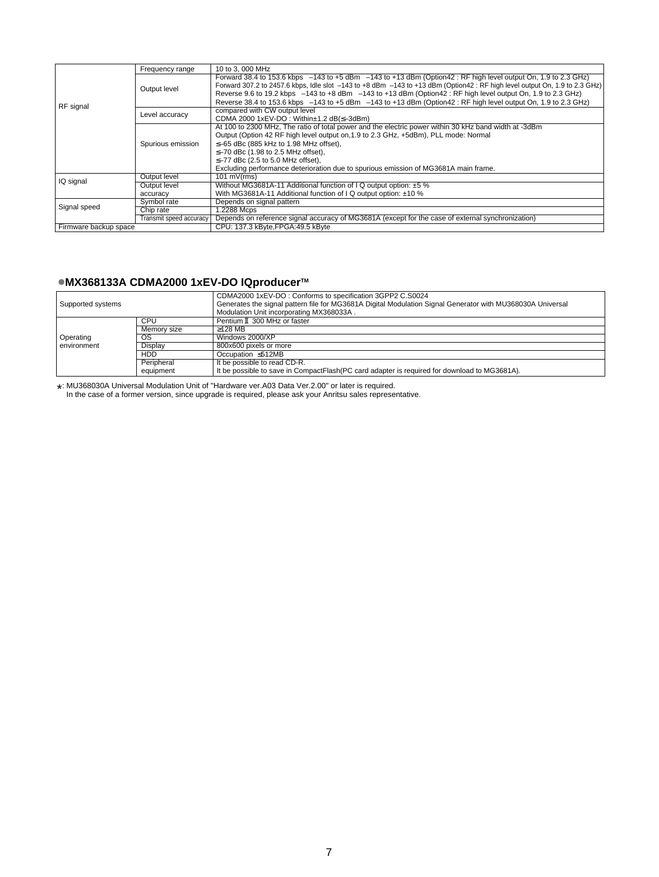| | | |
|---|---|---|
| RF signal | Frequency range | 10 to 3, 000 MHz |
| | Output level | Forward 38.4 to 153.6 kbps –143 to +5 dBm –143 to +13 dBm (Option42 : RF high level output On, 1.9 to 2.3 GHz)<br>Forward 307.2 to 2457.6 kbps, Idle slot –143 to +8 dBm –143 to +13 dBm (Option42 : RF high level output On, 1.9 to 2.3 GHz)<br>Reverse 9.6 to 19.2 kbps –143 to +8 dBm –143 to +13 dBm (Option42 : RF high level output On, 1.9 to 2.3 GHz)<br>Reverse 38.4 to 153.6 kbps –143 to +5 dBm –143 to +13 dBm (Option42 : RF high level output On, 1.9 to 2.3 GHz) |
| | Level accuracy | compared with CW output level<br>CDMA 2000 1xEV-DO : Within±1.2 dB(≤-3dBm) |
| | Spurious emission | At 100 to 2300 MHz, The ratio of total power and the electric power within 30 kHz band width at -3dBm<br>Output (Option 42 RF high level output on,1.9 to 2.3 GHz, +5dBm), PLL mode: Normal<br>≤-65 dBc (885 kHz to 1.98 MHz offset),<br>≤-70 dBc (1.98 to 2.5 MHz offset),<br>≤-77 dBc (2.5 to 5.0 MHz offset),<br>Excluding performance deterioration due to spurious emission of MG3681A main frame. |
| IQ signal | Output level | 101 mV(rms) |
| | Output level accuracy | Without MG3681A-11 Additional function of I Q output option: ±5 %<br>With MG3681A-11 Additional function of I Q output option: ±10 % |
| Signal speed | Symbol rate | Depends on signal pattern |
| | Chip rate | 1.2288 Mcps |
| | Transmit speed accuracy | Depends on reference signal accuracy of MG3681A (except for the case of external synchronization) |
| Firmware backup space | | CPU: 137.3 kByte,FPGA:49.5 kByte |

## ●MX368133A CDMA2000 1xEV-DO IQproducer™

| | | |
|---|---|---|
| Supported systems | | CDMA2000 1xEV-DO : Conforms to specification 3GPP2 C.S0024<br>Generates the signal pattern file for MG3681A Digital Modulation Signal Generator with MU368030A Universal Modulation Unit incorporating MX368033A . |
| Operating environment | CPU | Pentium Ⅱ 300 MHz or faster |
| | Memory size | ≥128 MB |
| | OS | Windows 2000/XP |
| | Display | 800x600 pixels or more |
| | HDD | Occupation ≤512MB |
| | Peripheral equipment | It be possible to read CD-R.<br>It be possible to save in CompactFlash(PC card adapter is required for download to MG3681A). |

*: MU368030A Universal Modulation Unit of "Hardware ver.A03 Data Ver.2.00" or later is required.
In the case of a former version, since upgrade is required, please ask your Anritsu sales representative.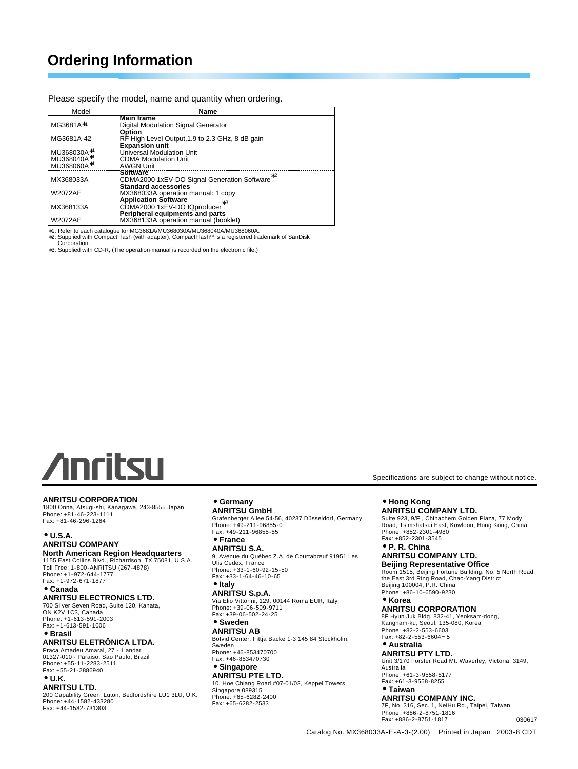# Ordering Information

Please specify the model, name and quantity when ordering.

| Model | Name |
|---|---|
| | **Main frame** |
| MG3681A*1 | Digital Modulation Signal Generator |
| | **Option** |
| MG3681A-42 | RF High Level Output,1.9 to 2.3 GHz, 8 dB gain |
| | **Expansion unit** |
| MU368030A*1 | Universal Modulation Unit |
| MU368040A*1 | CDMA Modulation Unit |
| MU368060A*1 | AWGN Unit |
| | **Software** |
| MX368033A | CDMA2000 1xEV-DO Signal Generation Software*2 |
| | **Standard accessories** |
| W2072AE | MX368033A operation manual: 1 copy |
| | **Application Software** |
| MX368133A | CDMA2000 1xEV-DO IQproducer*3 |
| | **Peripheral equipments and parts** |
| W2072AE | MX368133A operation manual (booklet) |

*1: Refer to each catalogue for MG3681A/MU368030A/MU368040A/MU368060A.
*2: Supplied with CompactFlash (with adapter), CompactFlash™ is a registered trademark of SanDisk Corporation.
*3: Supplied with CD-R, (The operation manual is recorded on the electronic file.)

Anritsu

Specifications are subject to change without notice.

**ANRITSU CORPORATION**
1800 Onna, Atsugi-shi, Kanagawa, 243-8555 Japan
Phone: +81-46-223-1111
Fax: +81-46-296-1264

**• U.S.A.**
**ANRITSU COMPANY**
**North American Region Headquarters**
1155 East Collins Blvd., Richardson, TX 75081, U.S.A.
Toll Free: 1-800-ANRITSU (267-4878)
Phone: +1-972-644-1777
Fax: +1-972-671-1877

**• Canada**
**ANRITSU ELECTRONICS LTD.**
700 Silver Seven Road, Suite 120, Kanata, ON K2V 1C3, Canada
Phone: +1-613-591-2003
Fax: +1-613-591-1006

**• Brasil**
**ANRITSU ELETRÔNICA LTDA.**
Praca Amadeu Amaral, 27 - 1 andar
01327-010 - Paraiso, Sao Paulo, Brazil
Phone: +55-11-2283-2511
Fax: +55-21-2886940

**• U.K.**
**ANRITSU LTD.**
200 Capability Green, Luton, Bedfordshire LU1 3LU, U.K.
Phone: +44-1582-433280
Fax: +44-1582-731303

**• Germany**
**ANRITSU GmbH**
Grafenberger Allee 54-56, 40237 Düsseldorf, Germany
Phone: +49-211-96855-0
Fax: +49-211-96855-55

**• France**
**ANRITSU S.A.**
9, Avenue du Québec Z.A. de Courtabœuf 91951 Les Ulis Cedex, France
Phone: +33-1-60-92-15-50
Fax: +33-1-64-46-10-65

**• Italy**
**ANRITSU S.p.A.**
Via Elio Vittorini, 129, 00144 Roma EUR, Italy
Phone: +39-06-509-9711
Fax: +39-06-502-24-25

**• Sweden**
**ANRITSU AB**
Botvid Center, Fittja Backe 1-3 145 84 Stockholm, Sweden
Phone: +46-853470700
Fax: +46-853470730

**• Singapore**
**ANRITSU PTE LTD.**
10, Hoe Chiang Road #07-01/02, Keppel Towers, Singapore 089315
Phone: +65-6282-2400
Fax: +65-6282-2533

**• Hong Kong**
**ANRITSU COMPANY LTD.**
Suite 923, 9/F., Chinachem Golden Plaza, 77 Mody Road, Tsimshatsui East, Kowloon, Hong Kong, China
Phone: +852-2301-4980
Fax: +852-2301-3545

**• P. R. China**
**ANRITSU COMPANY LTD.**
**Beijing Representative Office**
Room 1515, Beijing Fortune Building, No. 5 North Road, the East 3rd Ring Road, Chao-Yang District
Beijing 100004, P.R. China
Phone: +86-10-6590-9230

**• Korea**
**ANRITSU CORPORATION**
8F Hyun Juk Bldg. 832-41, Yeoksam-dong, Kangnam-ku, Seoul, 135-080, Korea
Phone: +82-2-553-6603
Fax: +82-2-553-6604～5

**• Australia**
**ANRITSU PTY LTD.**
Unit 3/170 Forster Road Mt. Waverley, Victoria, 3149, Australia
Phone: +61-3-9558-8177
Fax: +61-3-9558-8255

**• Taiwan**
**ANRITSU COMPANY INC.**
7F, No. 316, Sec. 1, NeiHu Rd., Taipei, Taiwan
Phone: +886-2-8751-1816
Fax: +886-2-8751-1817

030617

Catalog No. MX368033A-E-A-3-(2.00) Printed in Japan 2003-8 CDT